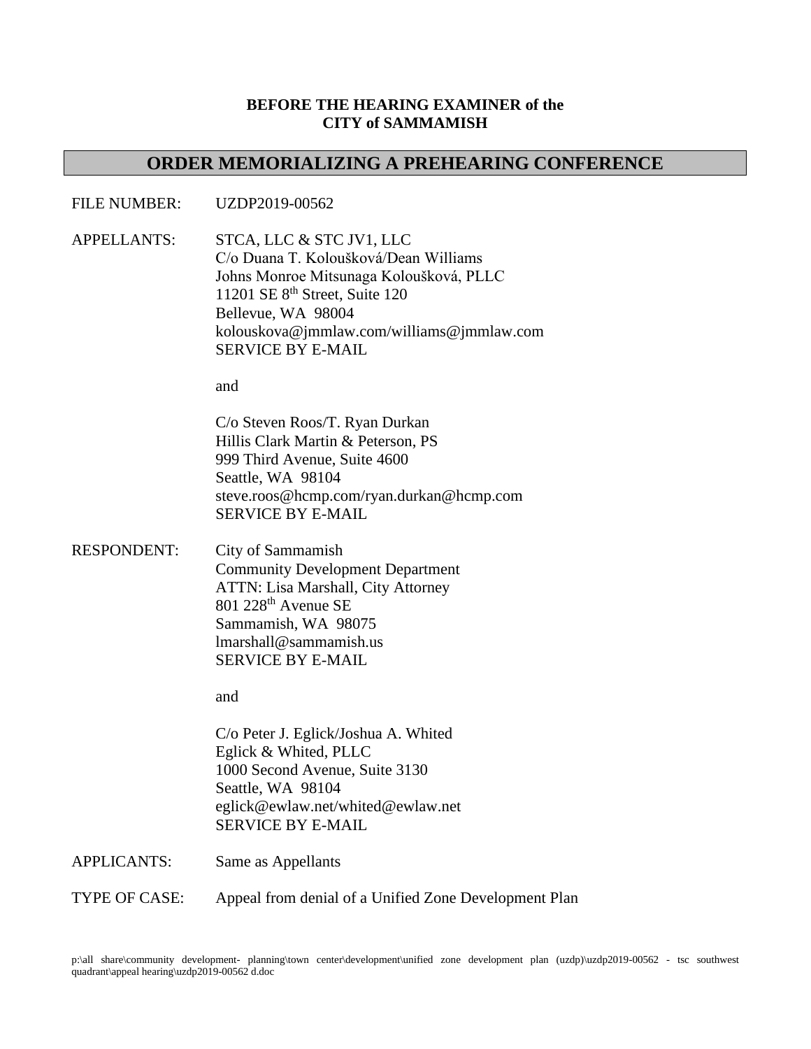**BEFORE THE HEARING EXAMINER of the CITY of SAMMAMISH**

# ORDER MEMORIALIZING A PREHEARING CONFERENCE

FILE NUMBER: UZDP2019-00562

APPELLANTS: STCA, LLC & STC JV1, LLC
C/o Duana T. Koloušková/Dean Williams
Johns Monroe Mitsunaga Koloušková, PLLC
11201 SE 8th Street, Suite 120
Bellevue, WA 98004
kolouskova@jmmlaw.com/williams@jmmlaw.com
SERVICE BY E-MAIL

and

C/o Steven Roos/T. Ryan Durkan
Hillis Clark Martin & Peterson, PS
999 Third Avenue, Suite 4600
Seattle, WA 98104
steve.roos@hcmp.com/ryan.durkan@hcmp.com
SERVICE BY E-MAIL

RESPONDENT: City of Sammamish
Community Development Department
ATTN: Lisa Marshall, City Attorney
801 228th Avenue SE
Sammamish, WA 98075
lmarshall@sammamish.us
SERVICE BY E-MAIL

and

C/o Peter J. Eglick/Joshua A. Whited
Eglick & Whited, PLLC
1000 Second Avenue, Suite 3130
Seattle, WA 98104
eglick@ewlaw.net/whited@ewlaw.net
SERVICE BY E-MAIL

APPLICANTS: Same as Appellants

TYPE OF CASE: Appeal from denial of a Unified Zone Development Plan

p:\all share\community development- planning\town center\development\unified zone development plan (uzdp)\uzdp2019-00562 - tsc southwest quadrant\appeal hearing\uzdp2019-00562 d.doc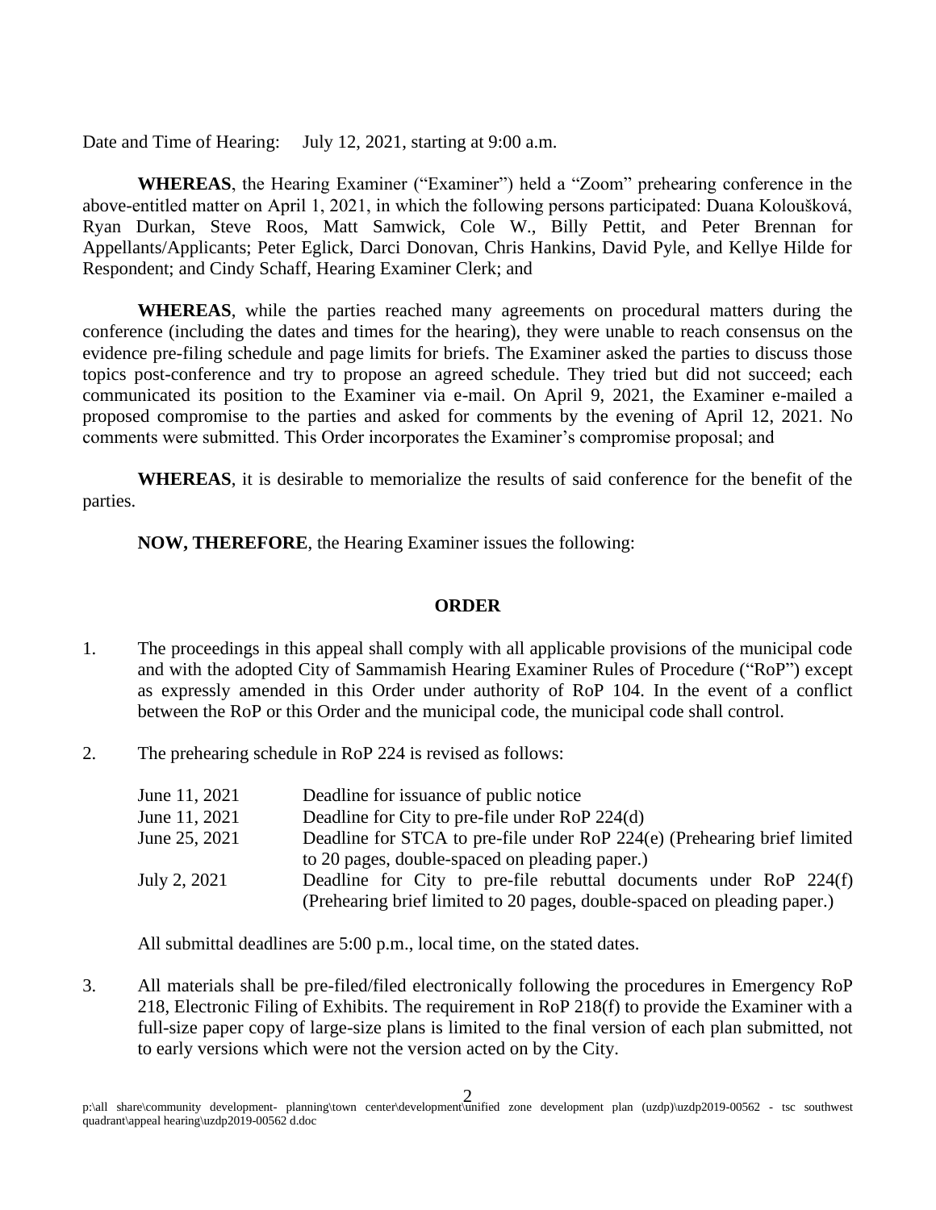Date and Time of Hearing: July 12, 2021, starting at 9:00 a.m.

**WHEREAS**, the Hearing Examiner ("Examiner") held a "Zoom" prehearing conference in the above-entitled matter on April 1, 2021, in which the following persons participated: Duana Koloušková, Ryan Durkan, Steve Roos, Matt Samwick, Cole W., Billy Pettit, and Peter Brennan for Appellants/Applicants; Peter Eglick, Darci Donovan, Chris Hankins, David Pyle, and Kellye Hilde for Respondent; and Cindy Schaff, Hearing Examiner Clerk; and

**WHEREAS**, while the parties reached many agreements on procedural matters during the conference (including the dates and times for the hearing), they were unable to reach consensus on the evidence pre-filing schedule and page limits for briefs. The Examiner asked the parties to discuss those topics post-conference and try to propose an agreed schedule. They tried but did not succeed; each communicated its position to the Examiner via e-mail. On April 9, 2021, the Examiner e-mailed a proposed compromise to the parties and asked for comments by the evening of April 12, 2021. No comments were submitted. This Order incorporates the Examiner's compromise proposal; and

**WHEREAS**, it is desirable to memorialize the results of said conference for the benefit of the parties.

**NOW, THEREFORE**, the Hearing Examiner issues the following:

## ORDER

1. The proceedings in this appeal shall comply with all applicable provisions of the municipal code and with the adopted City of Sammamish Hearing Examiner Rules of Procedure ("RoP") except as expressly amended in this Order under authority of RoP 104. In the event of a conflict between the RoP or this Order and the municipal code, the municipal code shall control.

2. The prehearing schedule in RoP 224 is revised as follows:

| | |
|---|---|
| June 11, 2021 | Deadline for issuance of public notice |
| June 11, 2021 | Deadline for City to pre-file under RoP 224(d) |
| June 25, 2021 | Deadline for STCA to pre-file under RoP 224(e) (Prehearing brief limited to 20 pages, double-spaced on pleading paper.) |
| July 2, 2021 | Deadline for City to pre-file rebuttal documents under RoP 224(f) (Prehearing brief limited to 20 pages, double-spaced on pleading paper.) |

All submittal deadlines are 5:00 p.m., local time, on the stated dates.

3. All materials shall be pre-filed/filed electronically following the procedures in Emergency RoP 218, Electronic Filing of Exhibits. The requirement in RoP 218(f) to provide the Examiner with a full-size paper copy of large-size plans is limited to the final version of each plan submitted, not to early versions which were not the version acted on by the City.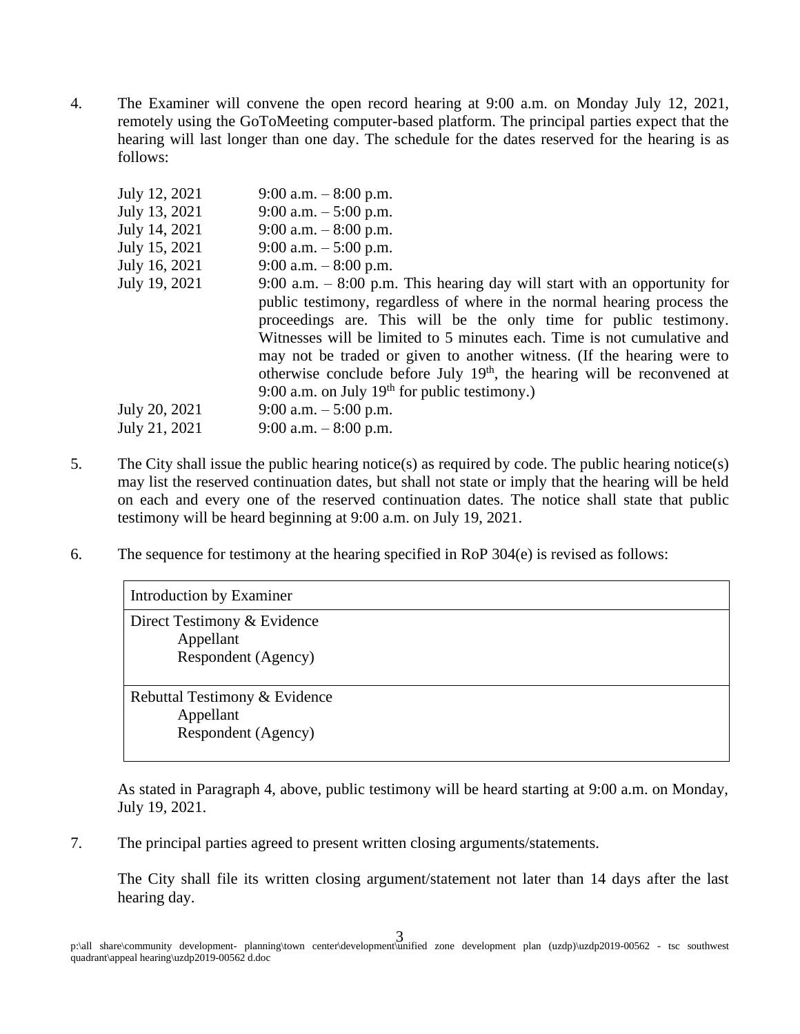4. The Examiner will convene the open record hearing at 9:00 a.m. on Monday July 12, 2021, remotely using the GoToMeeting computer-based platform. The principal parties expect that the hearing will last longer than one day. The schedule for the dates reserved for the hearing is as follows:

| | |
|---|---|
| July 12, 2021 | 9:00 a.m. – 8:00 p.m. |
| July 13, 2021 | 9:00 a.m. – 5:00 p.m. |
| July 14, 2021 | 9:00 a.m. – 8:00 p.m. |
| July 15, 2021 | 9:00 a.m. – 5:00 p.m. |
| July 16, 2021 | 9:00 a.m. – 8:00 p.m. |
| July 19, 2021 | 9:00 a.m. – 8:00 p.m. This hearing day will start with an opportunity for public testimony, regardless of where in the normal hearing process the proceedings are. This will be the only time for public testimony. Witnesses will be limited to 5 minutes each. Time is not cumulative and may not be traded or given to another witness. (If the hearing were to otherwise conclude before July 19th, the hearing will be reconvened at 9:00 a.m. on July 19th for public testimony.) |
| July 20, 2021 | 9:00 a.m. – 5:00 p.m. |
| July 21, 2021 | 9:00 a.m. – 8:00 p.m. |

5. The City shall issue the public hearing notice(s) as required by code. The public hearing notice(s) may list the reserved continuation dates, but shall not state or imply that the hearing will be held on each and every one of the reserved continuation dates. The notice shall state that public testimony will be heard beginning at 9:00 a.m. on July 19, 2021.

6. The sequence for testimony at the hearing specified in RoP 304(e) is revised as follows:

| Introduction by Examiner |
|---|
| Direct Testimony & Evidence<br>Appellant<br>Respondent (Agency) |
| Rebuttal Testimony & Evidence<br>Appellant<br>Respondent (Agency) |

As stated in Paragraph 4, above, public testimony will be heard starting at 9:00 a.m. on Monday, July 19, 2021.

7. The principal parties agreed to present written closing arguments/statements.

The City shall file its written closing argument/statement not later than 14 days after the last hearing day.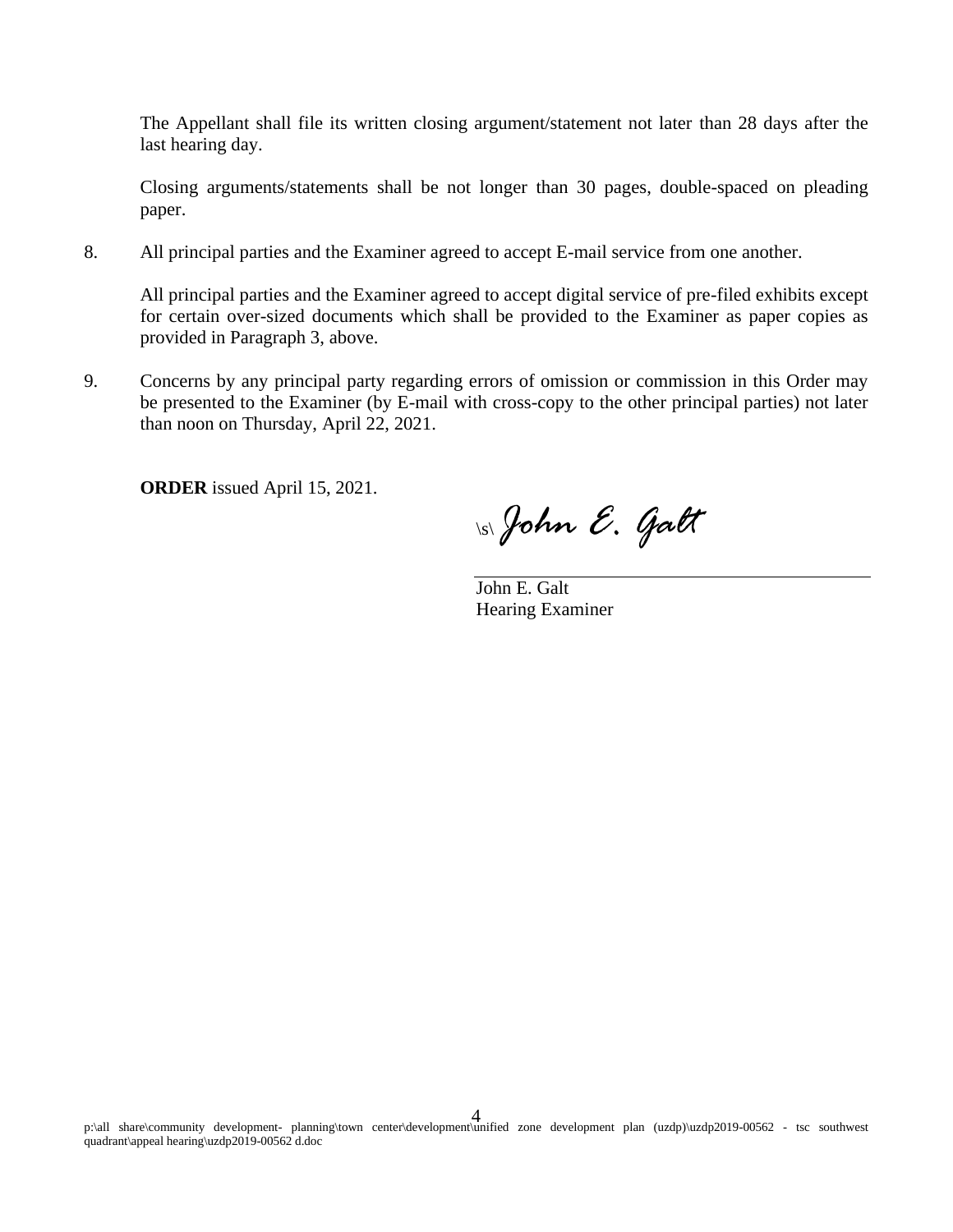The Appellant shall file its written closing argument/statement not later than 28 days after the last hearing day.

Closing arguments/statements shall be not longer than 30 pages, double-spaced on pleading paper.

8. All principal parties and the Examiner agreed to accept E-mail service from one another.

   All principal parties and the Examiner agreed to accept digital service of pre-filed exhibits except for certain over-sized documents which shall be provided to the Examiner as paper copies as provided in Paragraph 3, above.

9. Concerns by any principal party regarding errors of omission or commission in this Order may be presented to the Examiner (by E-mail with cross-copy to the other principal parties) not later than noon on Thursday, April 22, 2021.

**ORDER** issued April 15, 2021.

\s\ *John E. Galt*

John E. Galt
Hearing Examiner

p:\all share\community development- planning\town center\development\unified zone development plan (uzdp)\uzdp2019-00562 - tsc southwest quadrant\appeal hearing\uzdp2019-00562 d.doc